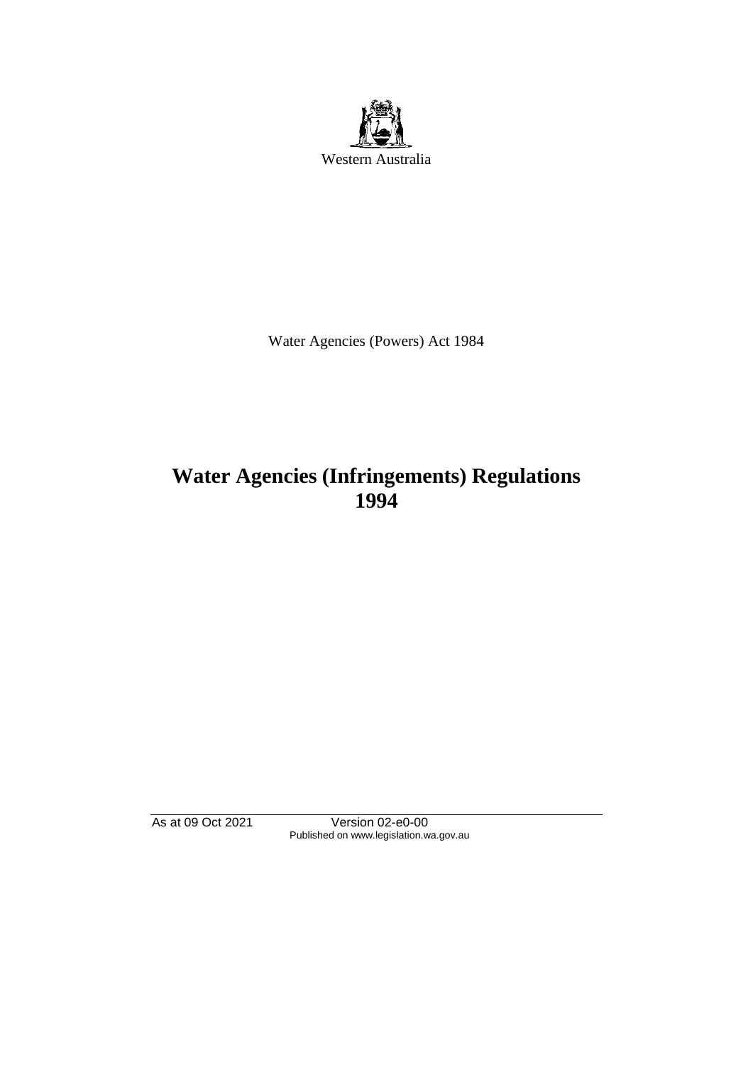Western Australia

Water Agencies (Powers) Act 1984

# Water Agencies (Infringements) Regulations 1994

As at 09 Oct 2021 Version 02-e0-00
Published on www.legislation.wa.gov.au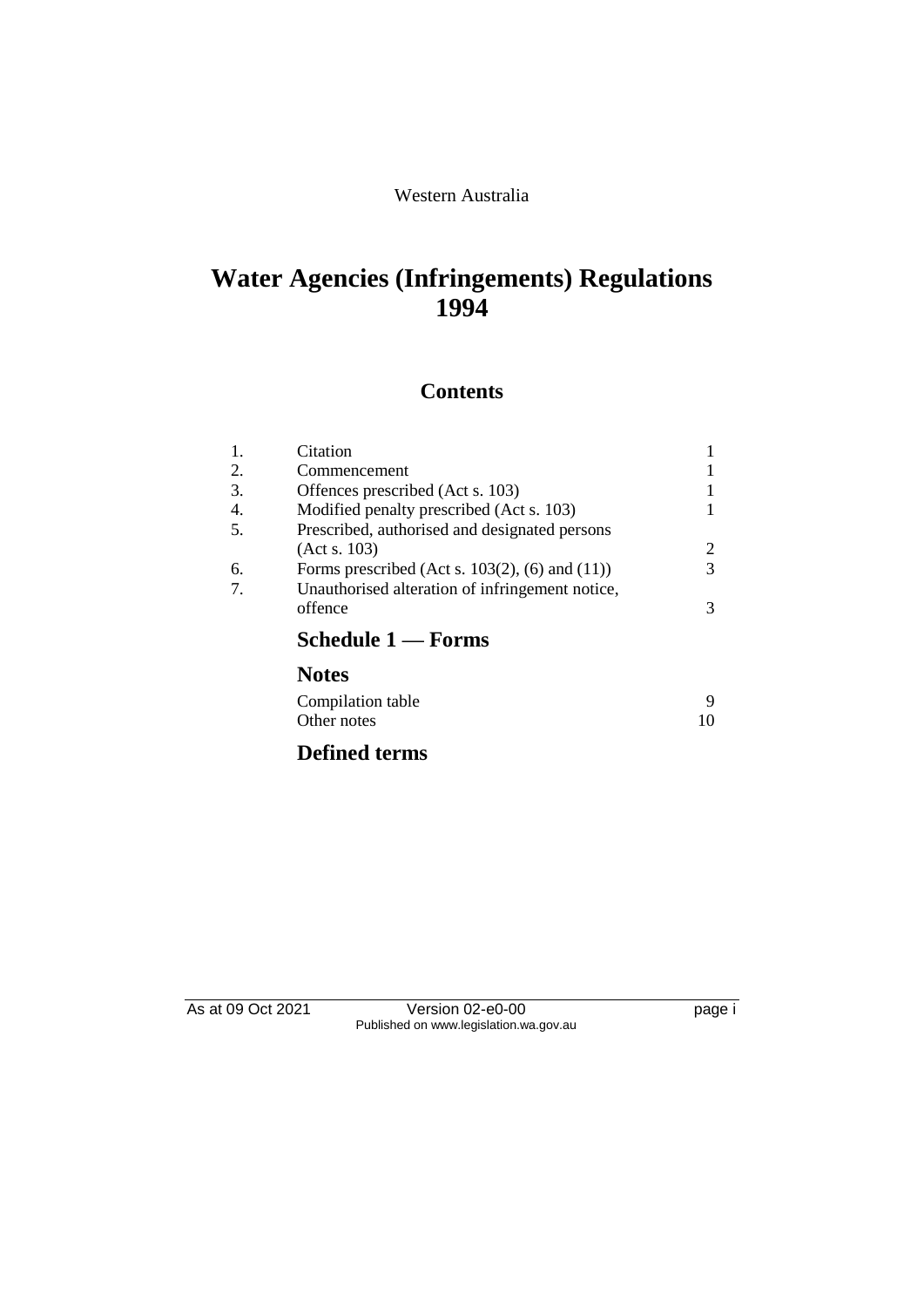Western Australia

# Water Agencies (Infringements) Regulations 1994

## Contents

| | | |
|---|---|---|
| 1. | Citation | 1 |
| 2. | Commencement | 1 |
| 3. | Offences prescribed (Act s. 103) | 1 |
| 4. | Modified penalty prescribed (Act s. 103) | 1 |
| 5. | Prescribed, authorised and designated persons (Act s. 103) | 2 |
| 6. | Forms prescribed (Act s. 103(2), (6) and (11)) | 3 |
| 7. | Unauthorised alteration of infringement notice, offence | 3 |

### Schedule 1 — Forms

### Notes

| | |
|---|---|
| Compilation table | 9 |
| Other notes | 10 |

### Defined terms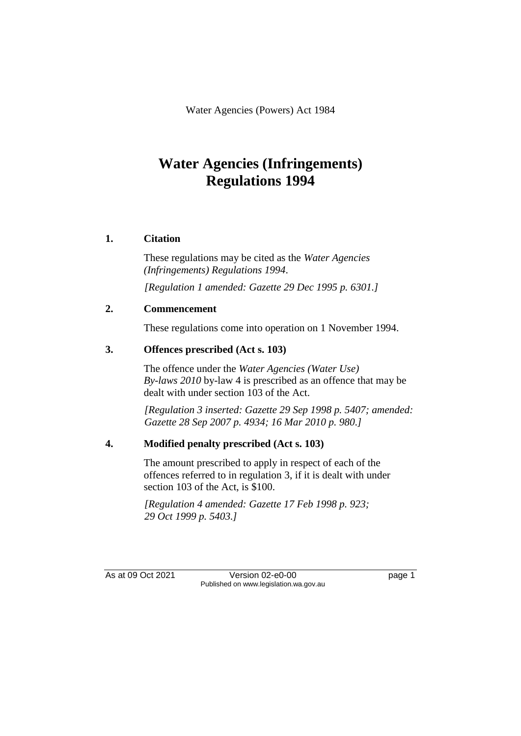Water Agencies (Powers) Act 1984

# Water Agencies (Infringements) Regulations 1994

## 1. Citation

These regulations may be cited as the *Water Agencies (Infringements) Regulations 1994*.

*[Regulation 1 amended: Gazette 29 Dec 1995 p. 6301.]*

## 2. Commencement

These regulations come into operation on 1 November 1994.

## 3. Offences prescribed (Act s. 103)

The offence under the *Water Agencies (Water Use) By-laws 2010* by-law 4 is prescribed as an offence that may be dealt with under section 103 of the Act.

*[Regulation 3 inserted: Gazette 29 Sep 1998 p. 5407; amended: Gazette 28 Sep 2007 p. 4934; 16 Mar 2010 p. 980.]*

## 4. Modified penalty prescribed (Act s. 103)

The amount prescribed to apply in respect of each of the offences referred to in regulation 3, if it is dealt with under section 103 of the Act, is $100.

*[Regulation 4 amended: Gazette 17 Feb 1998 p. 923; 29 Oct 1999 p. 5403.]*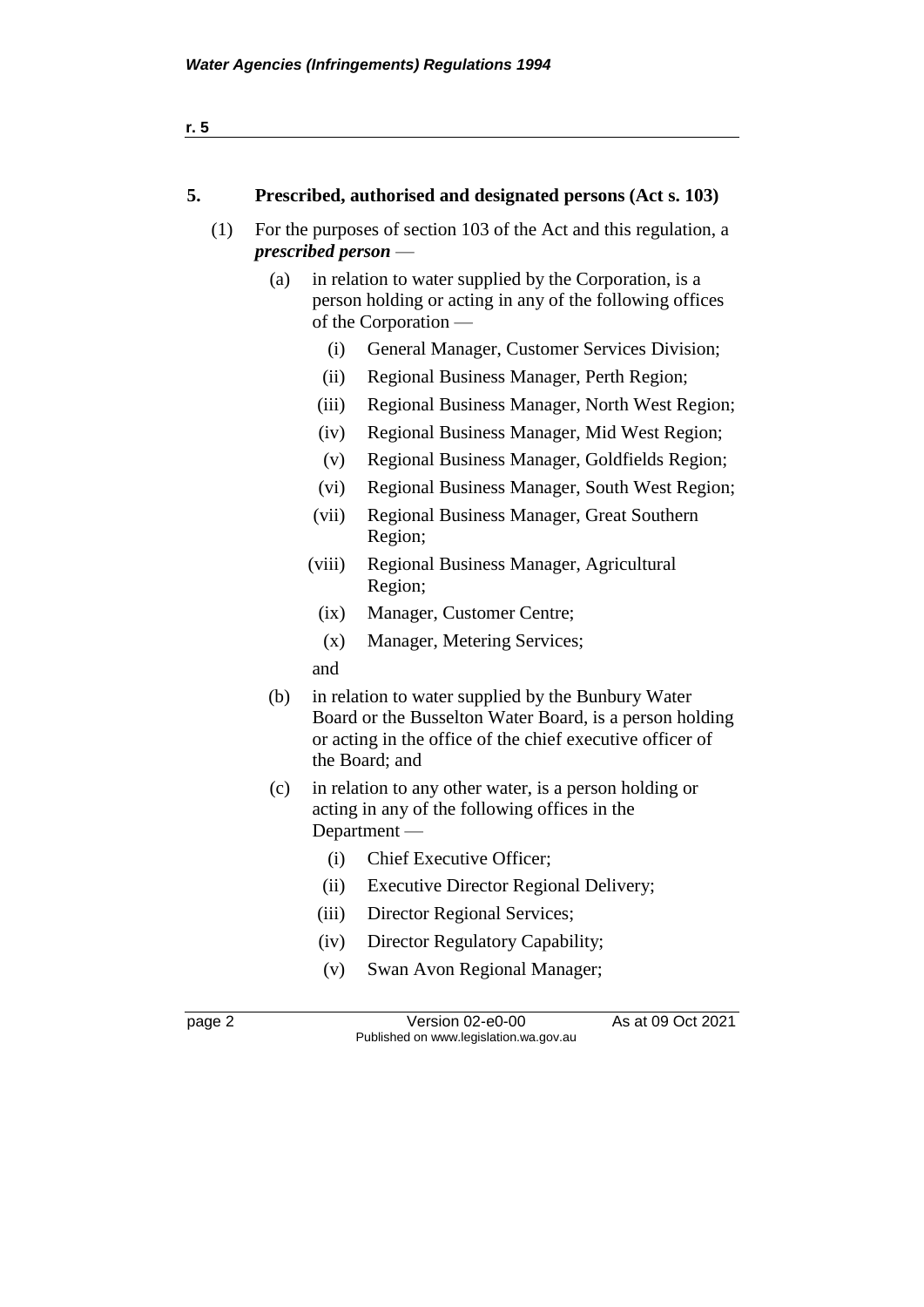## 5. Prescribed, authorised and designated persons (Act s. 103)

(1) For the purposes of section 103 of the Act and this regulation, a ***prescribed person*** —

(a) in relation to water supplied by the Corporation, is a person holding or acting in any of the following offices of the Corporation —

(i) General Manager, Customer Services Division;

(ii) Regional Business Manager, Perth Region;

(iii) Regional Business Manager, North West Region;

(iv) Regional Business Manager, Mid West Region;

(v) Regional Business Manager, Goldfields Region;

(vi) Regional Business Manager, South West Region;

(vii) Regional Business Manager, Great Southern Region;

(viii) Regional Business Manager, Agricultural Region;

(ix) Manager, Customer Centre;

(x) Manager, Metering Services;

and

(b) in relation to water supplied by the Bunbury Water Board or the Busselton Water Board, is a person holding or acting in the office of the chief executive officer of the Board; and

(c) in relation to any other water, is a person holding or acting in any of the following offices in the Department —

(i) Chief Executive Officer;

(ii) Executive Director Regional Delivery;

(iii) Director Regional Services;

(iv) Director Regulatory Capability;

(v) Swan Avon Regional Manager;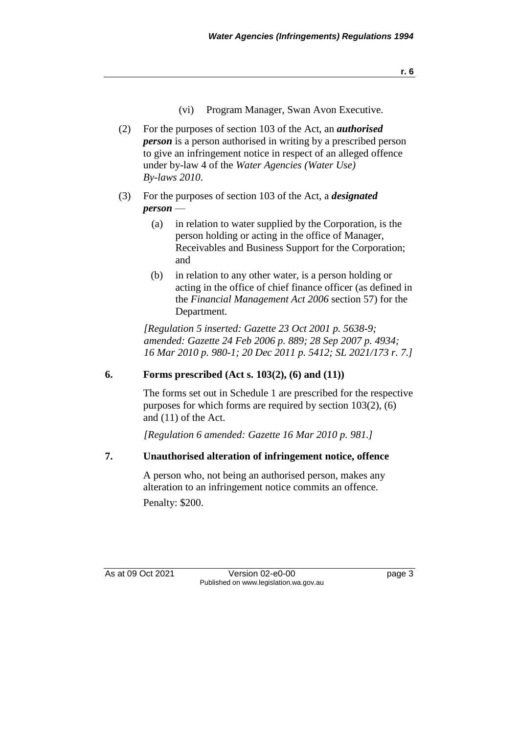(vi) Program Manager, Swan Avon Executive.

(2) For the purposes of section 103 of the Act, an ***authorised person*** is a person authorised in writing by a prescribed person to give an infringement notice in respect of an alleged offence under by-law 4 of the *Water Agencies (Water Use) By-laws 2010*.

(3) For the purposes of section 103 of the Act, a ***designated person*** —

(a) in relation to water supplied by the Corporation, is the person holding or acting in the office of Manager, Receivables and Business Support for the Corporation; and

(b) in relation to any other water, is a person holding or acting in the office of chief finance officer (as defined in the *Financial Management Act 2006* section 57) for the Department.

*[Regulation 5 inserted: Gazette 23 Oct 2001 p. 5638-9; amended: Gazette 24 Feb 2006 p. 889; 28 Sep 2007 p. 4934; 16 Mar 2010 p. 980-1; 20 Dec 2011 p. 5412; SL 2021/173 r. 7.]*

## 6. Forms prescribed (Act s. 103(2), (6) and (11))

The forms set out in Schedule 1 are prescribed for the respective purposes for which forms are required by section 103(2), (6) and (11) of the Act.

*[Regulation 6 amended: Gazette 16 Mar 2010 p. 981.]*

## 7. Unauthorised alteration of infringement notice, offence

A person who, not being an authorised person, makes any alteration to an infringement notice commits an offence.

Penalty: $200.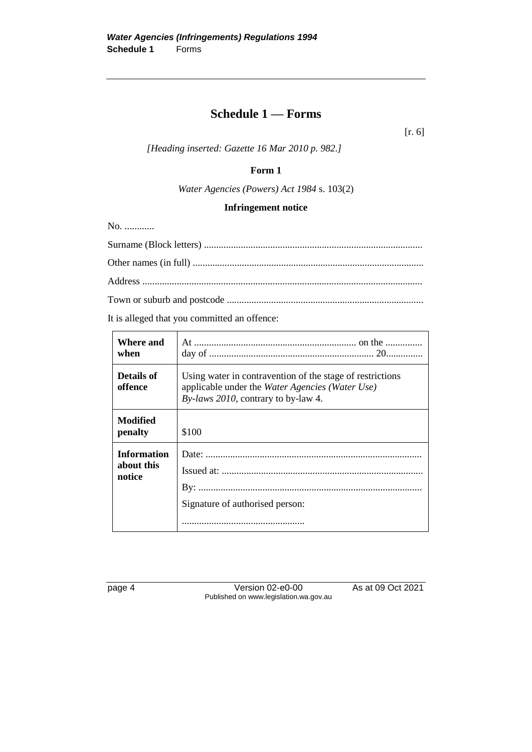## Schedule 1 — Forms

[r. 6]

*[Heading inserted: Gazette 16 Mar 2010 p. 982.]*

### Form 1

*Water Agencies (Powers) Act 1984* s. 103(2)

**Infringement notice**

No. ............

Surname (Block letters) ........................................................................................

Other names (in full) .............................................................................................

Address .................................................................................................................

Town or suburb and postcode ...............................................................................

It is alleged that you committed an offence:

| | |
|---|---|
| **Where and when** | At ................................................................. on the ............... day of ................................................................... 20............... |
| **Details of offence** | Using water in contravention of the stage of restrictions applicable under the *Water Agencies (Water Use) By-laws 2010*, contrary to by-law 4. |
| **Modified penalty** | $100 |
| **Information about this notice** | Date: .......................................................................................<br>Issued at: .................................................................................<br>By: ..........................................................................................<br>Signature of authorised person:<br>.................................................. |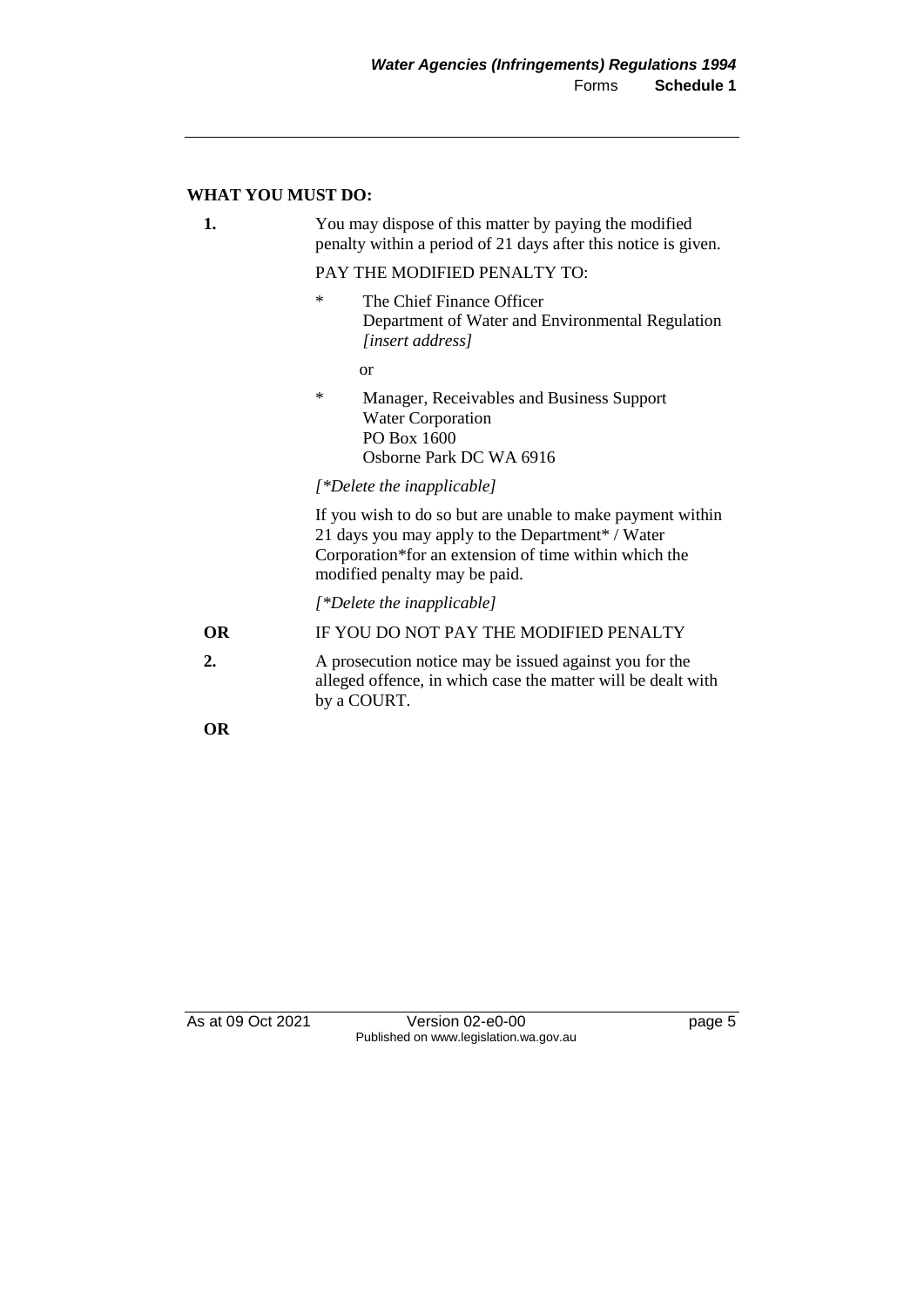**WHAT YOU MUST DO:**

**1.** You may dispose of this matter by paying the modified penalty within a period of 21 days after this notice is given.

PAY THE MODIFIED PENALTY TO:

* The Chief Finance Officer
  Department of Water and Environmental Regulation
  *[insert address]*

  or

* Manager, Receivables and Business Support
  Water Corporation
  PO Box 1600
  Osborne Park DC WA 6916

*[*Delete the inapplicable]*

If you wish to do so but are unable to make payment within 21 days you may apply to the Department* / Water Corporation*for an extension of time within which the modified penalty may be paid.

*[*Delete the inapplicable]*

**OR** IF YOU DO NOT PAY THE MODIFIED PENALTY

**2.** A prosecution notice may be issued against you for the alleged offence, in which case the matter will be dealt with by a COURT.

**OR**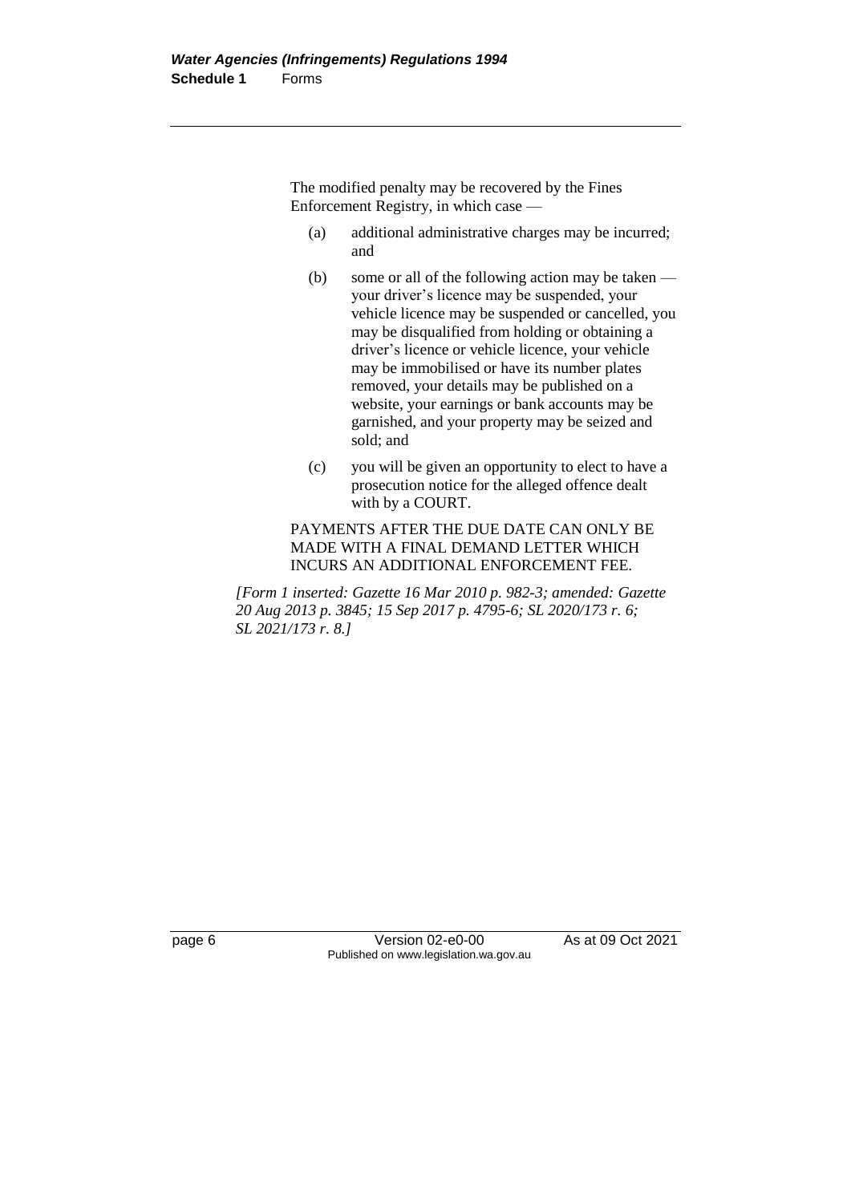The modified penalty may be recovered by the Fines Enforcement Registry, in which case —

(a) additional administrative charges may be incurred; and

(b) some or all of the following action may be taken — your driver's licence may be suspended, your vehicle licence may be suspended or cancelled, you may be disqualified from holding or obtaining a driver's licence or vehicle licence, your vehicle may be immobilised or have its number plates removed, your details may be published on a website, your earnings or bank accounts may be garnished, and your property may be seized and sold; and

(c) you will be given an opportunity to elect to have a prosecution notice for the alleged offence dealt with by a COURT.

PAYMENTS AFTER THE DUE DATE CAN ONLY BE MADE WITH A FINAL DEMAND LETTER WHICH INCURS AN ADDITIONAL ENFORCEMENT FEE.

*[Form 1 inserted: Gazette 16 Mar 2010 p. 982-3; amended: Gazette 20 Aug 2013 p. 3845; 15 Sep 2017 p. 4795-6; SL 2020/173 r. 6; SL 2021/173 r. 8.]*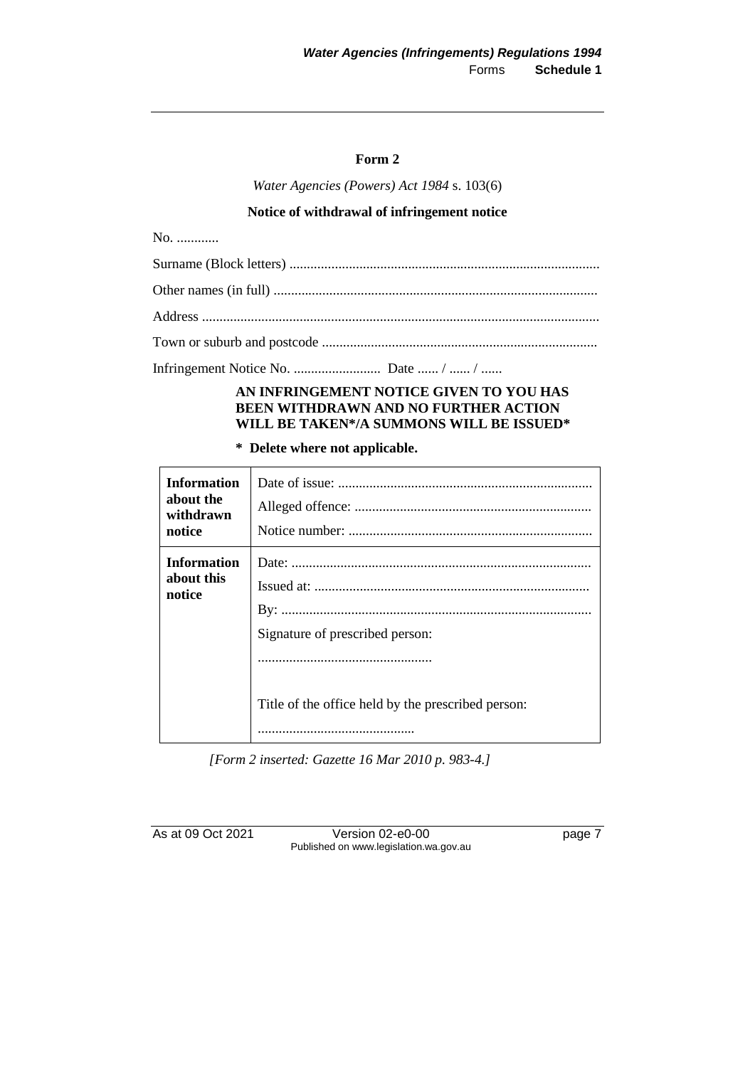## Form 2

*Water Agencies (Powers) Act 1984* s. 103(6)

**Notice of withdrawal of infringement notice**

No. ............

Surname (Block letters) ........................................................................................

Other names (in full) ............................................................................................

Address .................................................................................................................

Town or suburb and postcode ..............................................................................

Infringement Notice No. ......................... Date ...... / ...... / ......

**AN INFRINGEMENT NOTICE GIVEN TO YOU HAS BEEN WITHDRAWN AND NO FURTHER ACTION WILL BE TAKEN*/A SUMMONS WILL BE ISSUED***

**\* Delete where not applicable.**

| | |
|---|---|
| **Information about the withdrawn notice** | Date of issue: ........................................................................<br>Alleged offence: ...................................................................<br>Notice number: ..................................................................... |
| **Information about this notice** | Date: .....................................................................................<br>Issued at: ..............................................................................<br>By: ........................................................................................<br>Signature of prescribed person:<br>.................................................<br>Title of the office held by the prescribed person:<br>............................................ |

*[Form 2 inserted: Gazette 16 Mar 2010 p. 983-4.]*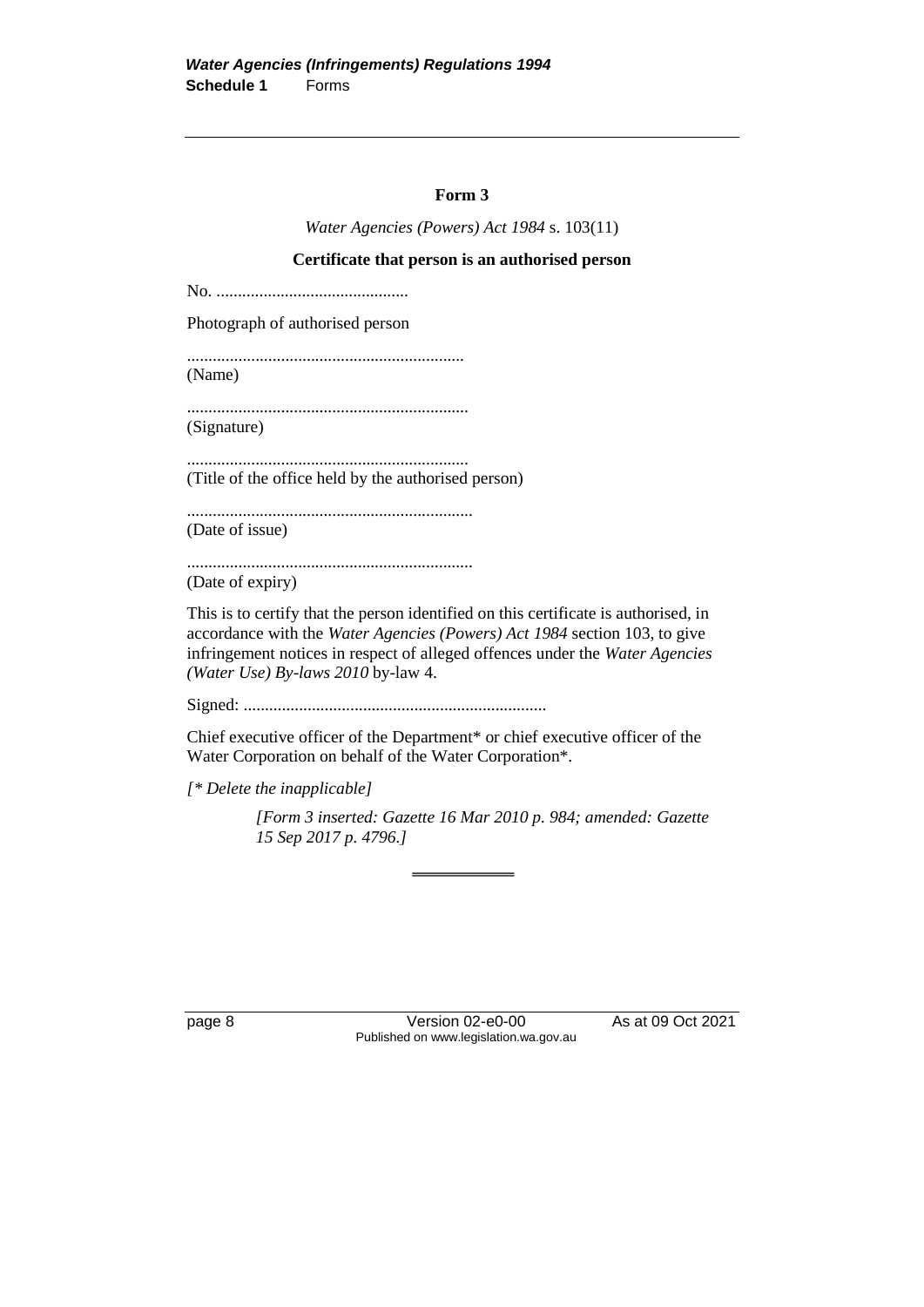### Form 3

*Water Agencies (Powers) Act 1984* s. 103(11)

**Certificate that person is an authorised person**

No. .............................................

Photograph of authorised person

.................................................................
(Name)

.................................................................
(Signature)

.................................................................
(Title of the office held by the authorised person)

.................................................................
(Date of issue)

.................................................................
(Date of expiry)

This is to certify that the person identified on this certificate is authorised, in accordance with the *Water Agencies (Powers) Act 1984* section 103, to give infringement notices in respect of alleged offences under the *Water Agencies (Water Use) By-laws 2010* by-law 4.

Signed: ......................................................................

Chief executive officer of the Department* or chief executive officer of the Water Corporation on behalf of the Water Corporation*.

*[* Delete the inapplicable]*

*[Form 3 inserted: Gazette 16 Mar 2010 p. 984; amended: Gazette 15 Sep 2017 p. 4796.]*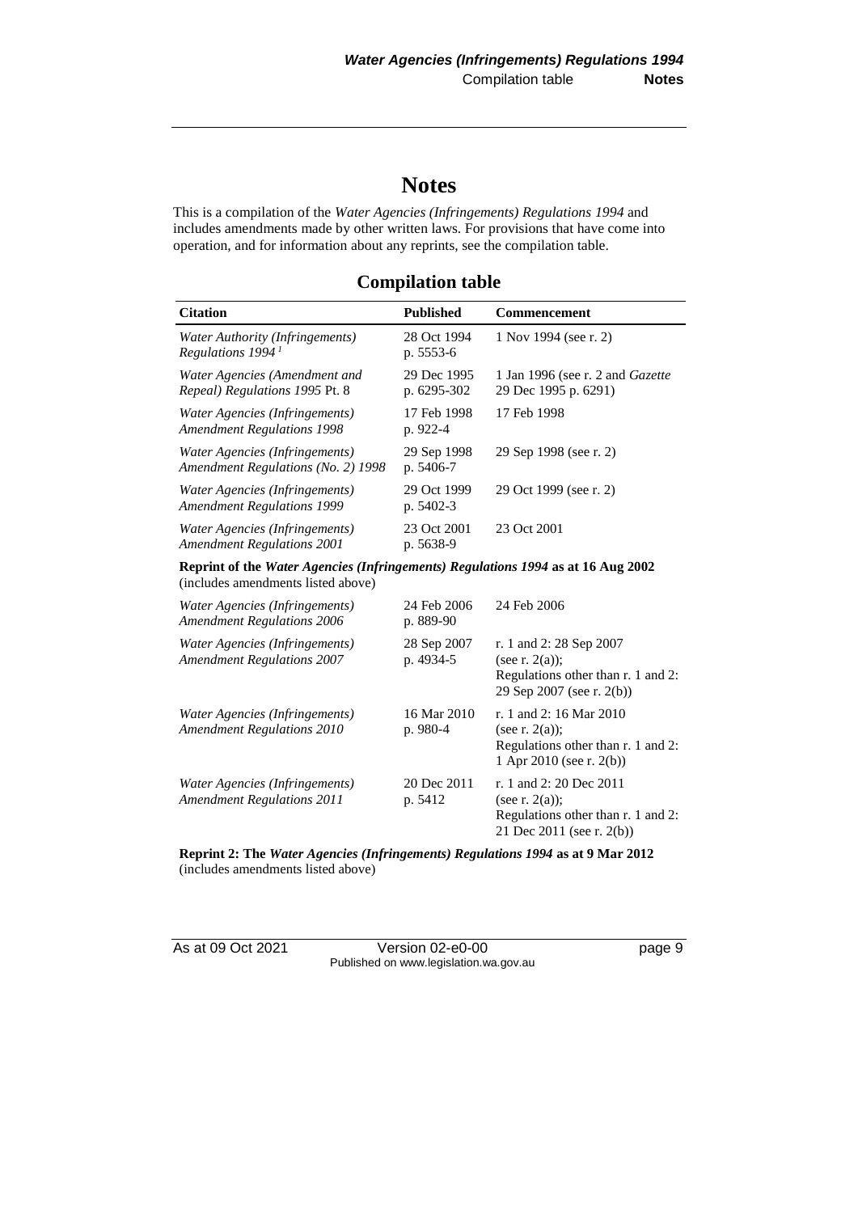# Notes

This is a compilation of the *Water Agencies (Infringements) Regulations 1994* and includes amendments made by other written laws. For provisions that have come into operation, and for information about any reprints, see the compilation table.

## Compilation table

| Citation | Published | Commencement |
|---|---|---|
| *Water Authority (Infringements) Regulations 1994* [1] | 28 Oct 1994 p. 5553-6 | 1 Nov 1994 (see r. 2) |
| *Water Agencies (Amendment and Repeal) Regulations 1995* Pt. 8 | 29 Dec 1995 p. 6295-302 | 1 Jan 1996 (see r. 2 and *Gazette* 29 Dec 1995 p. 6291) |
| *Water Agencies (Infringements) Amendment Regulations 1998* | 17 Feb 1998 p. 922-4 | 17 Feb 1998 |
| *Water Agencies (Infringements) Amendment Regulations (No. 2) 1998* | 29 Sep 1998 p. 5406-7 | 29 Sep 1998 (see r. 2) |
| *Water Agencies (Infringements) Amendment Regulations 1999* | 29 Oct 1999 p. 5402-3 | 29 Oct 1999 (see r. 2) |
| *Water Agencies (Infringements) Amendment Regulations 2001* | 23 Oct 2001 p. 5638-9 | 23 Oct 2001 |
| **Reprint of the *Water Agencies (Infringements) Regulations 1994* as at 16 Aug 2002** (includes amendments listed above) | | |
| *Water Agencies (Infringements) Amendment Regulations 2006* | 24 Feb 2006 p. 889-90 | 24 Feb 2006 |
| *Water Agencies (Infringements) Amendment Regulations 2007* | 28 Sep 2007 p. 4934-5 | r. 1 and 2: 28 Sep 2007 (see r. 2(a)); Regulations other than r. 1 and 2: 29 Sep 2007 (see r. 2(b)) |
| *Water Agencies (Infringements) Amendment Regulations 2010* | 16 Mar 2010 p. 980-4 | r. 1 and 2: 16 Mar 2010 (see r. 2(a)); Regulations other than r. 1 and 2: 1 Apr 2010 (see r. 2(b)) |
| *Water Agencies (Infringements) Amendment Regulations 2011* | 20 Dec 2011 p. 5412 | r. 1 and 2: 20 Dec 2011 (see r. 2(a)); Regulations other than r. 1 and 2: 21 Dec 2011 (see r. 2(b)) |
| **Reprint 2: The *Water Agencies (Infringements) Regulations 1994* as at 9 Mar 2012** (includes amendments listed above) | | |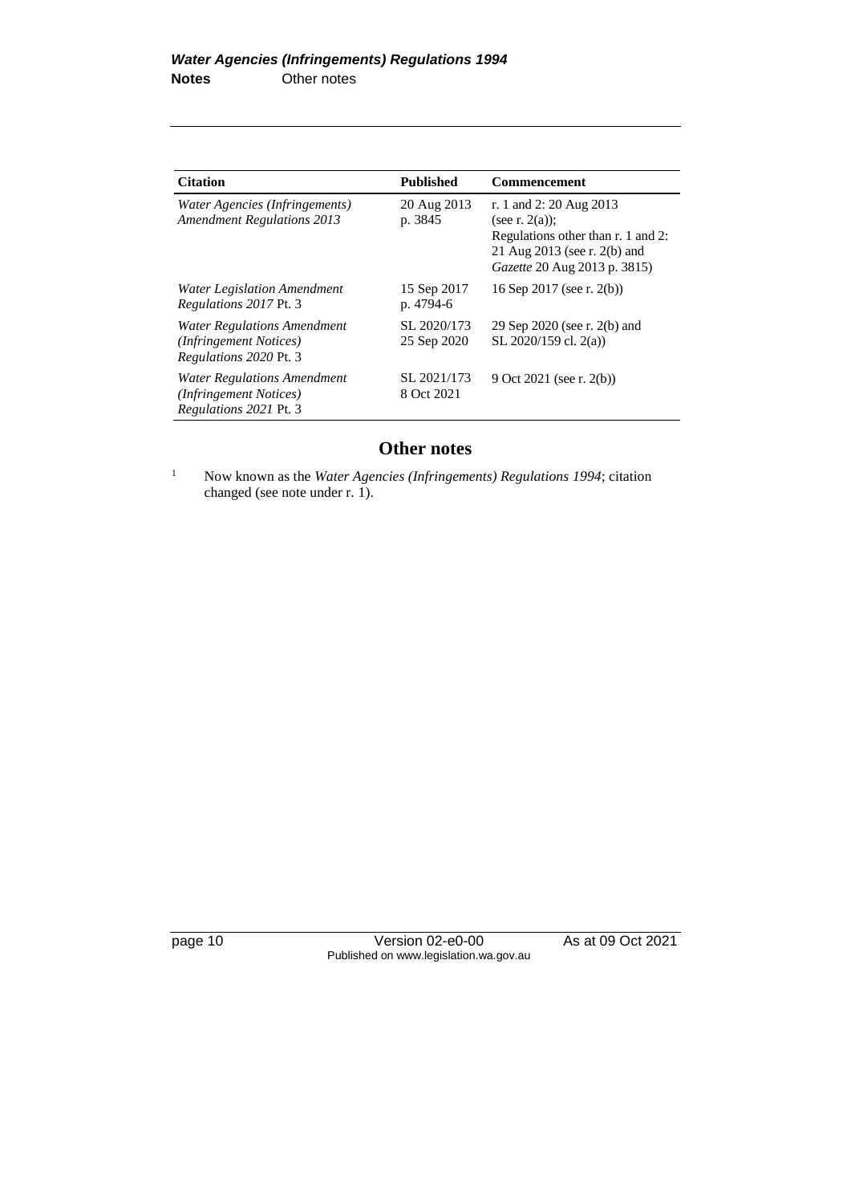| Citation | Published | Commencement |
|---|---|---|
| *Water Agencies (Infringements) Amendment Regulations 2013* | 20 Aug 2013 p. 3845 | r. 1 and 2: 20 Aug 2013 (see r. 2(a)); Regulations other than r. 1 and 2: 21 Aug 2013 (see r. 2(b) and *Gazette* 20 Aug 2013 p. 3815) |
| *Water Legislation Amendment Regulations 2017* Pt. 3 | 15 Sep 2017 p. 4794-6 | 16 Sep 2017 (see r. 2(b)) |
| *Water Regulations Amendment (Infringement Notices) Regulations 2020* Pt. 3 | SL 2020/173 25 Sep 2020 | 29 Sep 2020 (see r. 2(b) and SL 2020/159 cl. 2(a)) |
| *Water Regulations Amendment (Infringement Notices) Regulations 2021* Pt. 3 | SL 2021/173 8 Oct 2021 | 9 Oct 2021 (see r. 2(b)) |

## Other notes

[1] Now known as the *Water Agencies (Infringements) Regulations 1994*; citation changed (see note under r. 1).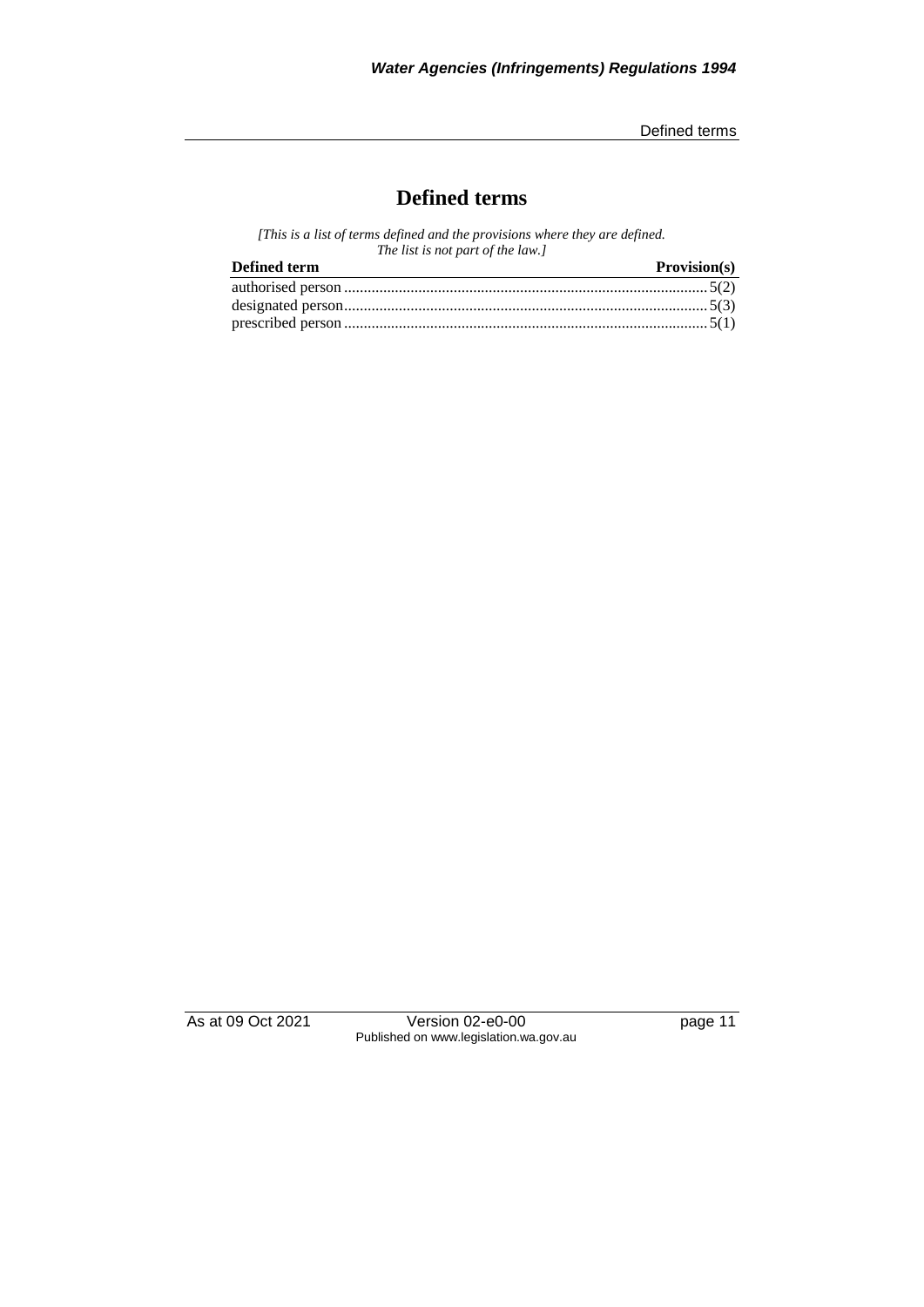# Defined terms

*[This is a list of terms defined and the provisions where they are defined. The list is not part of the law.]*

| Defined term | Provision(s) |
| --- | --- |
| authorised person | 5(2) |
| designated person | 5(3) |
| prescribed person | 5(1) |